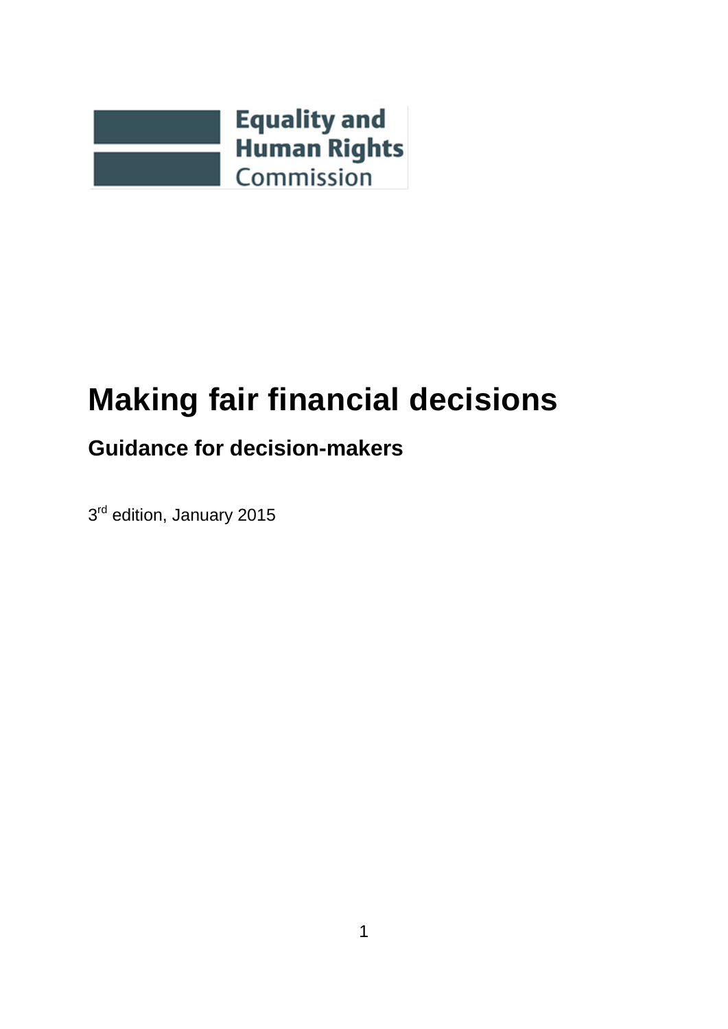Equality and Human Rights Commission

# Making fair financial decisions

## Guidance for decision-makers

3rd edition, January 2015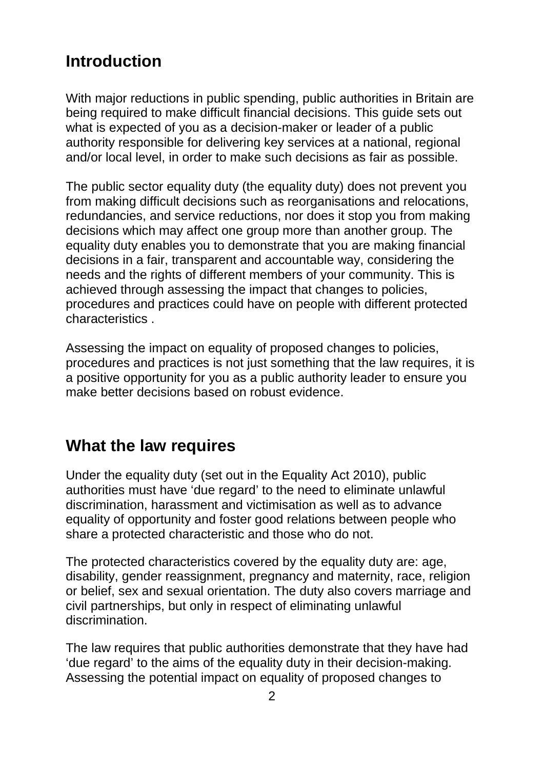## Introduction

With major reductions in public spending, public authorities in Britain are being required to make difficult financial decisions. This guide sets out what is expected of you as a decision-maker or leader of a public authority responsible for delivering key services at a national, regional and/or local level, in order to make such decisions as fair as possible.

The public sector equality duty (the equality duty) does not prevent you from making difficult decisions such as reorganisations and relocations, redundancies, and service reductions, nor does it stop you from making decisions which may affect one group more than another group. The equality duty enables you to demonstrate that you are making financial decisions in a fair, transparent and accountable way, considering the needs and the rights of different members of your community. This is achieved through assessing the impact that changes to policies, procedures and practices could have on people with different protected characteristics .

Assessing the impact on equality of proposed changes to policies, procedures and practices is not just something that the law requires, it is a positive opportunity for you as a public authority leader to ensure you make better decisions based on robust evidence.

## What the law requires

Under the equality duty (set out in the Equality Act 2010), public authorities must have 'due regard' to the need to eliminate unlawful discrimination, harassment and victimisation as well as to advance equality of opportunity and foster good relations between people who share a protected characteristic and those who do not.

The protected characteristics covered by the equality duty are: age, disability, gender reassignment, pregnancy and maternity, race, religion or belief, sex and sexual orientation. The duty also covers marriage and civil partnerships, but only in respect of eliminating unlawful discrimination.

The law requires that public authorities demonstrate that they have had 'due regard' to the aims of the equality duty in their decision-making. Assessing the potential impact on equality of proposed changes to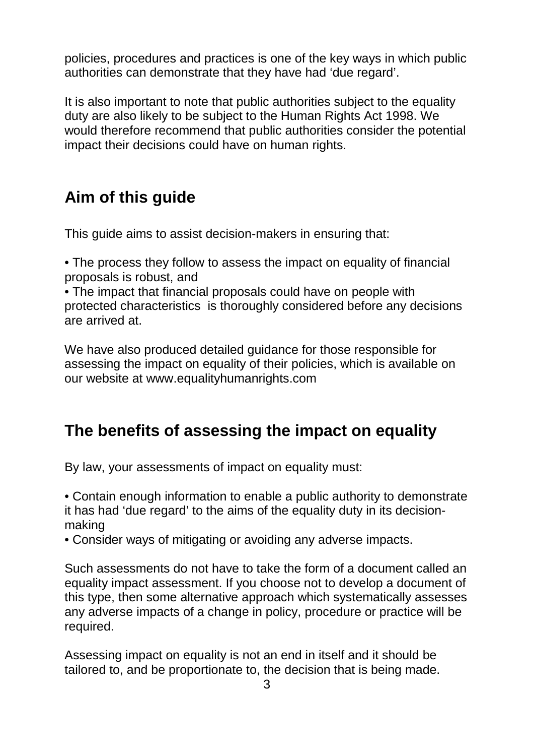policies, procedures and practices is one of the key ways in which public authorities can demonstrate that they have had 'due regard'.

It is also important to note that public authorities subject to the equality duty are also likely to be subject to the Human Rights Act 1998. We would therefore recommend that public authorities consider the potential impact their decisions could have on human rights.

## Aim of this guide

This guide aims to assist decision-makers in ensuring that:

- The process they follow to assess the impact on equality of financial proposals is robust, and
- The impact that financial proposals could have on people with protected characteristics is thoroughly considered before any decisions are arrived at.

We have also produced detailed guidance for those responsible for assessing the impact on equality of their policies, which is available on our website at www.equalityhumanrights.com

## The benefits of assessing the impact on equality

By law, your assessments of impact on equality must:

- Contain enough information to enable a public authority to demonstrate it has had 'due regard' to the aims of the equality duty in its decision-making
- Consider ways of mitigating or avoiding any adverse impacts.

Such assessments do not have to take the form of a document called an equality impact assessment. If you choose not to develop a document of this type, then some alternative approach which systematically assesses any adverse impacts of a change in policy, procedure or practice will be required.

Assessing impact on equality is not an end in itself and it should be tailored to, and be proportionate to, the decision that is being made.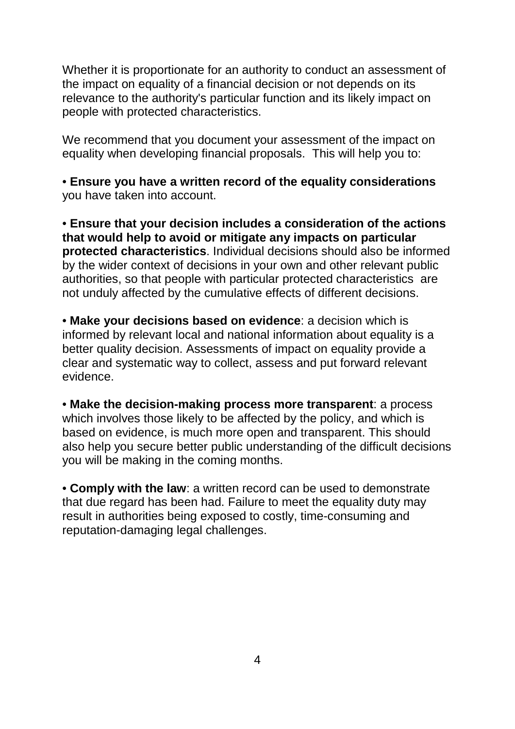Whether it is proportionate for an authority to conduct an assessment of the impact on equality of a financial decision or not depends on its relevance to the authority's particular function and its likely impact on people with protected characteristics.

We recommend that you document your assessment of the impact on equality when developing financial proposals. This will help you to:

- **Ensure you have a written record of the equality considerations** you have taken into account.

- **Ensure that your decision includes a consideration of the actions that would help to avoid or mitigate any impacts on particular protected characteristics**. Individual decisions should also be informed by the wider context of decisions in your own and other relevant public authorities, so that people with particular protected characteristics are not unduly affected by the cumulative effects of different decisions.

- **Make your decisions based on evidence**: a decision which is informed by relevant local and national information about equality is a better quality decision. Assessments of impact on equality provide a clear and systematic way to collect, assess and put forward relevant evidence.

- **Make the decision-making process more transparent**: a process which involves those likely to be affected by the policy, and which is based on evidence, is much more open and transparent. This should also help you secure better public understanding of the difficult decisions you will be making in the coming months.

- **Comply with the law**: a written record can be used to demonstrate that due regard has been had. Failure to meet the equality duty may result in authorities being exposed to costly, time-consuming and reputation-damaging legal challenges.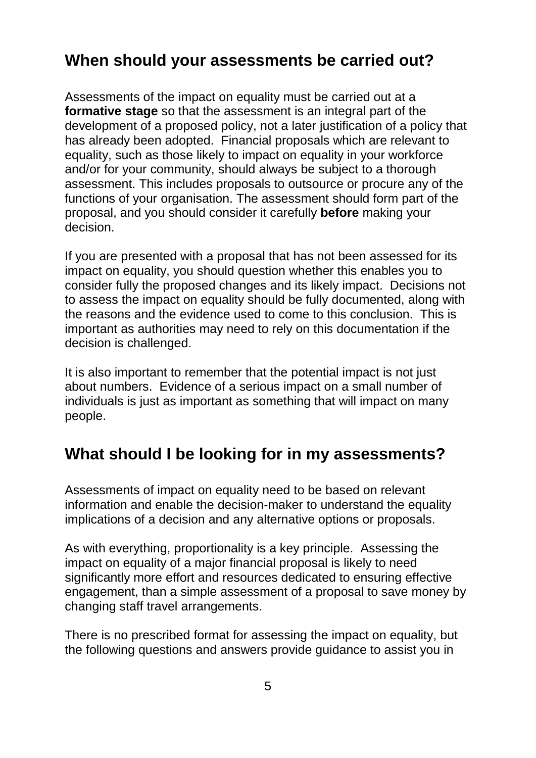## When should your assessments be carried out?

Assessments of the impact on equality must be carried out at a **formative stage** so that the assessment is an integral part of the development of a proposed policy, not a later justification of a policy that has already been adopted. Financial proposals which are relevant to equality, such as those likely to impact on equality in your workforce and/or for your community, should always be subject to a thorough assessment. This includes proposals to outsource or procure any of the functions of your organisation. The assessment should form part of the proposal, and you should consider it carefully **before** making your decision.

If you are presented with a proposal that has not been assessed for its impact on equality, you should question whether this enables you to consider fully the proposed changes and its likely impact. Decisions not to assess the impact on equality should be fully documented, along with the reasons and the evidence used to come to this conclusion. This is important as authorities may need to rely on this documentation if the decision is challenged.

It is also important to remember that the potential impact is not just about numbers. Evidence of a serious impact on a small number of individuals is just as important as something that will impact on many people.

## What should I be looking for in my assessments?

Assessments of impact on equality need to be based on relevant information and enable the decision-maker to understand the equality implications of a decision and any alternative options or proposals.

As with everything, proportionality is a key principle. Assessing the impact on equality of a major financial proposal is likely to need significantly more effort and resources dedicated to ensuring effective engagement, than a simple assessment of a proposal to save money by changing staff travel arrangements.

There is no prescribed format for assessing the impact on equality, but the following questions and answers provide guidance to assist you in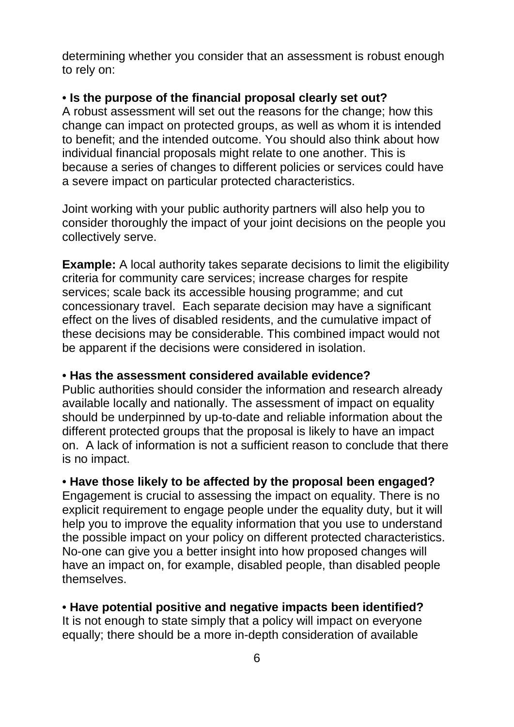determining whether you consider that an assessment is robust enough to rely on:

**• Is the purpose of the financial proposal clearly set out?**
A robust assessment will set out the reasons for the change; how this change can impact on protected groups, as well as whom it is intended to benefit; and the intended outcome. You should also think about how individual financial proposals might relate to one another. This is because a series of changes to different policies or services could have a severe impact on particular protected characteristics.

Joint working with your public authority partners will also help you to consider thoroughly the impact of your joint decisions on the people you collectively serve.

**Example:** A local authority takes separate decisions to limit the eligibility criteria for community care services; increase charges for respite services; scale back its accessible housing programme; and cut concessionary travel. Each separate decision may have a significant effect on the lives of disabled residents, and the cumulative impact of these decisions may be considerable. This combined impact would not be apparent if the decisions were considered in isolation.

**• Has the assessment considered available evidence?**
Public authorities should consider the information and research already available locally and nationally. The assessment of impact on equality should be underpinned by up-to-date and reliable information about the different protected groups that the proposal is likely to have an impact on. A lack of information is not a sufficient reason to conclude that there is no impact.

**• Have those likely to be affected by the proposal been engaged?**
Engagement is crucial to assessing the impact on equality. There is no explicit requirement to engage people under the equality duty, but it will help you to improve the equality information that you use to understand the possible impact on your policy on different protected characteristics. No-one can give you a better insight into how proposed changes will have an impact on, for example, disabled people, than disabled people themselves.

**• Have potential positive and negative impacts been identified?**
It is not enough to state simply that a policy will impact on everyone equally; there should be a more in-depth consideration of available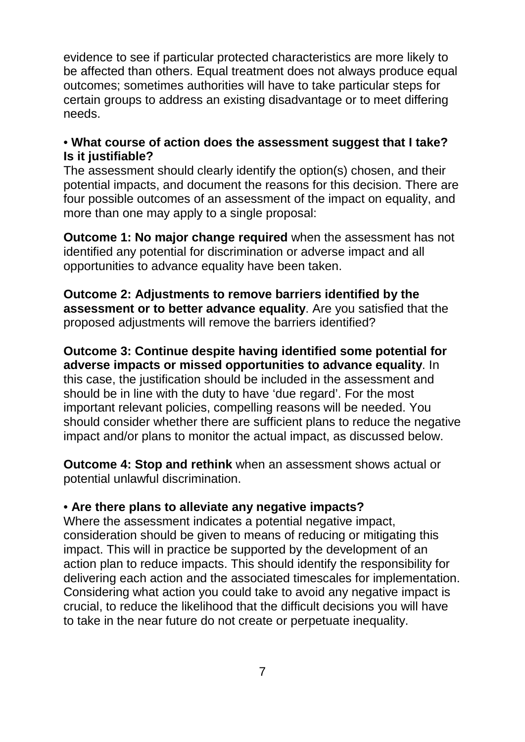evidence to see if particular protected characteristics are more likely to be affected than others. Equal treatment does not always produce equal outcomes; sometimes authorities will have to take particular steps for certain groups to address an existing disadvantage or to meet differing needs.

**• What course of action does the assessment suggest that I take? Is it justifiable?**

The assessment should clearly identify the option(s) chosen, and their potential impacts, and document the reasons for this decision. There are four possible outcomes of an assessment of the impact on equality, and more than one may apply to a single proposal:

**Outcome 1: No major change required** when the assessment has not identified any potential for discrimination or adverse impact and all opportunities to advance equality have been taken.

**Outcome 2: Adjustments to remove barriers identified by the assessment or to better advance equality**. Are you satisfied that the proposed adjustments will remove the barriers identified?

**Outcome 3: Continue despite having identified some potential for adverse impacts or missed opportunities to advance equality**. In this case, the justification should be included in the assessment and should be in line with the duty to have 'due regard'. For the most important relevant policies, compelling reasons will be needed. You should consider whether there are sufficient plans to reduce the negative impact and/or plans to monitor the actual impact, as discussed below.

**Outcome 4: Stop and rethink** when an assessment shows actual or potential unlawful discrimination.

**• Are there plans to alleviate any negative impacts?**

Where the assessment indicates a potential negative impact, consideration should be given to means of reducing or mitigating this impact. This will in practice be supported by the development of an action plan to reduce impacts. This should identify the responsibility for delivering each action and the associated timescales for implementation. Considering what action you could take to avoid any negative impact is crucial, to reduce the likelihood that the difficult decisions you will have to take in the near future do not create or perpetuate inequality.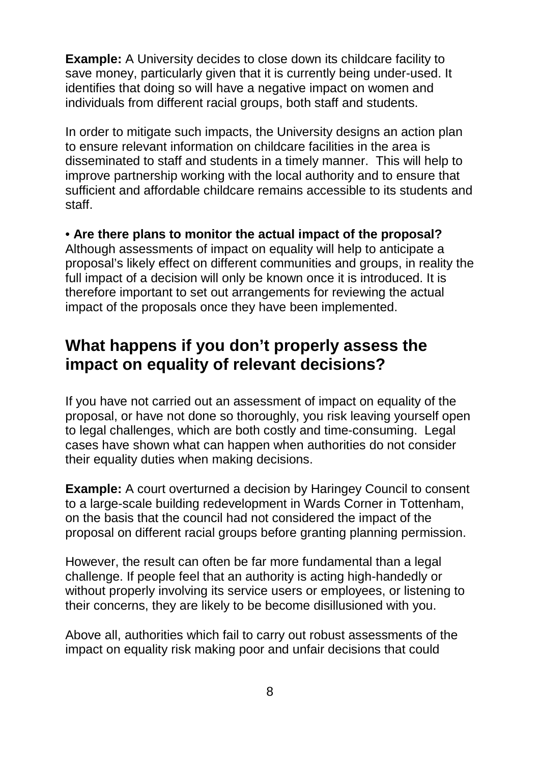**Example:** A University decides to close down its childcare facility to save money, particularly given that it is currently being under-used. It identifies that doing so will have a negative impact on women and individuals from different racial groups, both staff and students.

In order to mitigate such impacts, the University designs an action plan to ensure relevant information on childcare facilities in the area is disseminated to staff and students in a timely manner. This will help to improve partnership working with the local authority and to ensure that sufficient and affordable childcare remains accessible to its students and staff.

• **Are there plans to monitor the actual impact of the proposal?**
Although assessments of impact on equality will help to anticipate a proposal's likely effect on different communities and groups, in reality the full impact of a decision will only be known once it is introduced. It is therefore important to set out arrangements for reviewing the actual impact of the proposals once they have been implemented.

## What happens if you don't properly assess the impact on equality of relevant decisions?

If you have not carried out an assessment of impact on equality of the proposal, or have not done so thoroughly, you risk leaving yourself open to legal challenges, which are both costly and time-consuming. Legal cases have shown what can happen when authorities do not consider their equality duties when making decisions.

**Example:** A court overturned a decision by Haringey Council to consent to a large-scale building redevelopment in Wards Corner in Tottenham, on the basis that the council had not considered the impact of the proposal on different racial groups before granting planning permission.

However, the result can often be far more fundamental than a legal challenge. If people feel that an authority is acting high-handedly or without properly involving its service users or employees, or listening to their concerns, they are likely to be become disillusioned with you.

Above all, authorities which fail to carry out robust assessments of the impact on equality risk making poor and unfair decisions that could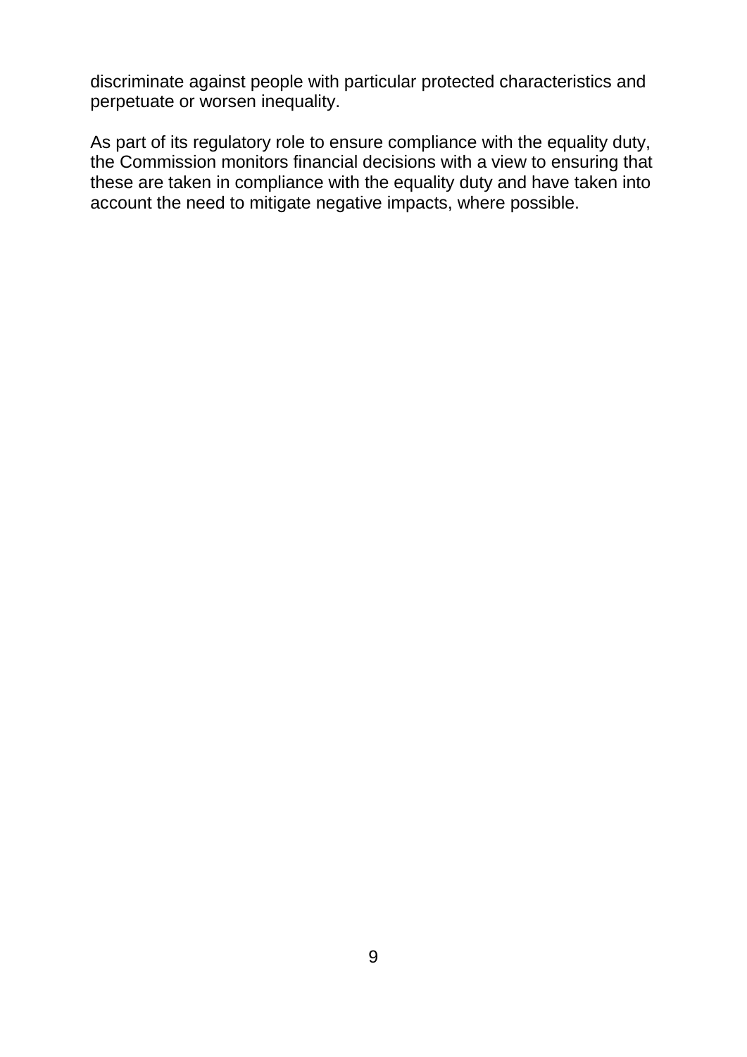discriminate against people with particular protected characteristics and perpetuate or worsen inequality.

As part of its regulatory role to ensure compliance with the equality duty, the Commission monitors financial decisions with a view to ensuring that these are taken in compliance with the equality duty and have taken into account the need to mitigate negative impacts, where possible.